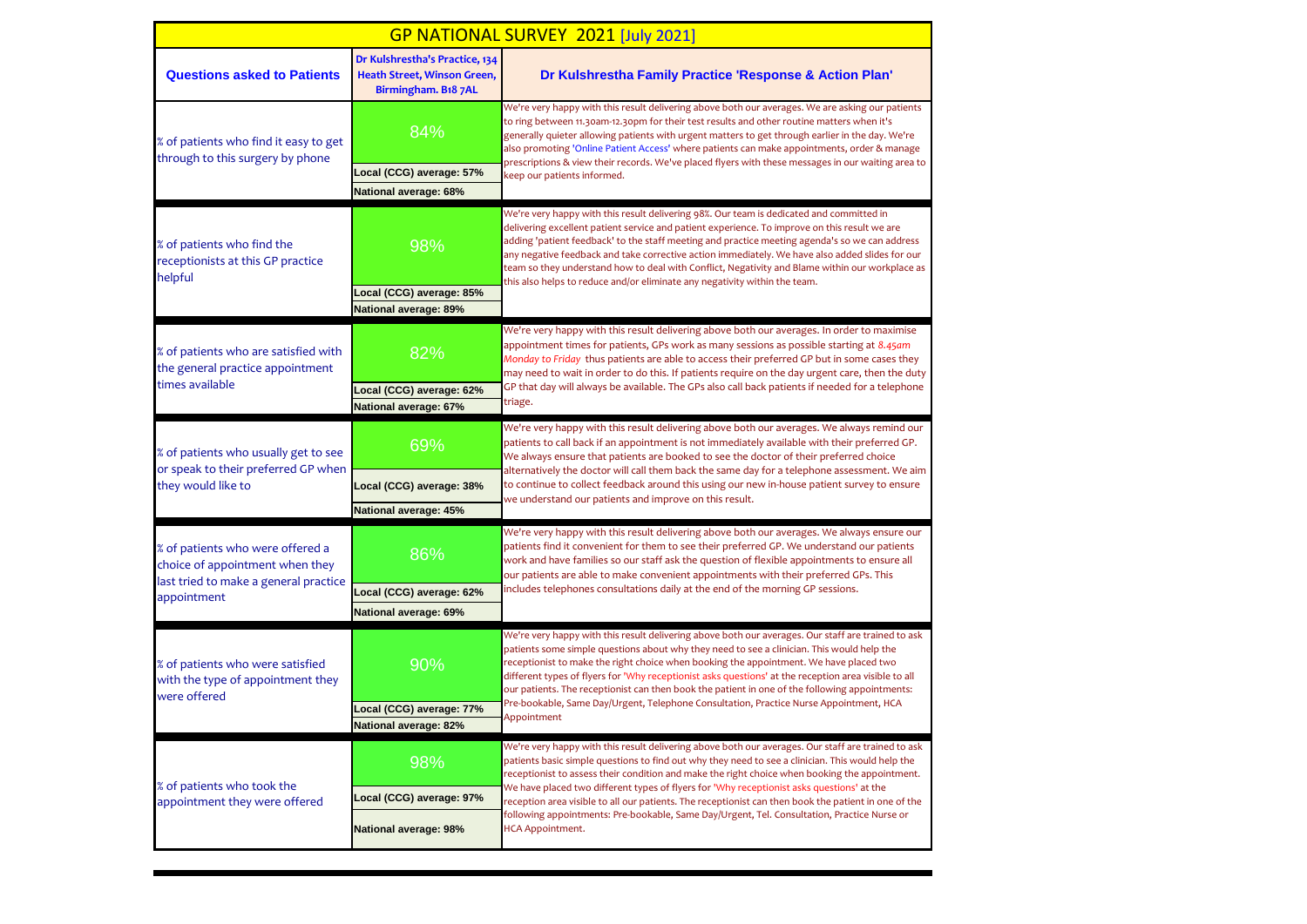# GP NATIONAL SURVEY 2021 [July 2021]

| Questions asked to Patients | Dr Kulshrestha's Practice, 134 Heath Street, Winson Green, Birmingham. B18 7AL | Dr Kulshrestha Family Practice 'Response & Action Plan' |
|---|---|---|
| % of patients who find it easy to get through to this surgery by phone | 84%<br>Local (CCG) average: 57%<br>National average: 68% | We're very happy with this result delivering above both our averages. We are asking our patients to ring between 11.30am-12.30pm for their test results and other routine matters when it's generally quieter allowing patients with urgent matters to get through earlier in the day. We're also promoting 'Online Patient Access' where patients can make appointments, order & manage prescriptions & view their records. We've placed flyers with these messages in our waiting area to keep our patients informed. |
| % of patients who find the receptionists at this GP practice helpful | 98%<br>Local (CCG) average: 85%<br>National average: 89% | We're very happy with this result delivering 98%. Our team is dedicated and committed in delivering excellent patient service and patient experience. To improve on this result we are adding 'patient feedback' to the staff meeting and practice meeting agenda's so we can address any negative feedback and take corrective action immediately. We have also added slides for our team so they understand how to deal with Conflict, Negativity and Blame within our workplace as this also helps to reduce and/or eliminate any negativity within the team. |
| % of patients who are satisfied with the general practice appointment times available | 82%<br>Local (CCG) average: 62%<br>National average: 67% | We're very happy with this result delivering above both our averages. In order to maximise appointment times for patients, GPs work as many sessions as possible starting at *8.45am Monday to Friday* thus patients are able to access their preferred GP but in some cases they may need to wait in order to do this. If patients require on the day urgent care, then the duty GP that day will always be available. The GPs also call back patients if needed for a telephone triage. |
| % of patients who usually get to see or speak to their preferred GP when they would like to | 69%<br>Local (CCG) average: 38%<br>National average: 45% | We're very happy with this result delivering above both our averages. We always remind our patients to call back if an appointment is not immediately available with their preferred GP. We always ensure that patients are booked to see the doctor of their preferred choice alternatively the doctor will call them back the same day for a telephone assessment. We aim to continue to collect feedback around this using our new in-house patient survey to ensure we understand our patients and improve on this result. |
| % of patients who were offered a choice of appointment when they last tried to make a general practice appointment | 86%<br>Local (CCG) average: 62%<br>National average: 69% | We're very happy with this result delivering above both our averages. We always ensure our patients find it convenient for them to see their preferred GP. We understand our patients work and have families so our staff ask the question of flexible appointments to ensure all our patients are able to make convenient appointments with their preferred GPs. This includes telephones consultations daily at the end of the morning GP sessions. |
| % of patients who were satisfied with the type of appointment they were offered | 90%<br>Local (CCG) average: 77%<br>National average: 82% | We're very happy with this result delivering above both our averages. Our staff are trained to ask patients some simple questions about why they need to see a clinician. This would help the receptionist to make the right choice when booking the appointment. We have placed two different types of flyers for 'Why receptionist asks questions' at the reception area visible to all our patients. The receptionist can then book the patient in one of the following appointments: Pre-bookable, Same Day/Urgent, Telephone Consultation, Practice Nurse Appointment, HCA Appointment |
| % of patients who took the appointment they were offered | 98%<br>Local (CCG) average: 97%<br>National average: 98% | We're very happy with this result delivering above both our averages. Our staff are trained to ask patients basic simple questions to find out why they need to see a clinician. This would help the receptionist to assess their condition and make the right choice when booking the appointment. We have placed two different types of flyers for 'Why receptionist asks questions' at the reception area visible to all our patients. The receptionist can then book the patient in one of the following appointments: Pre-bookable, Same Day/Urgent, Tel. Consultation, Practice Nurse or HCA Appointment. |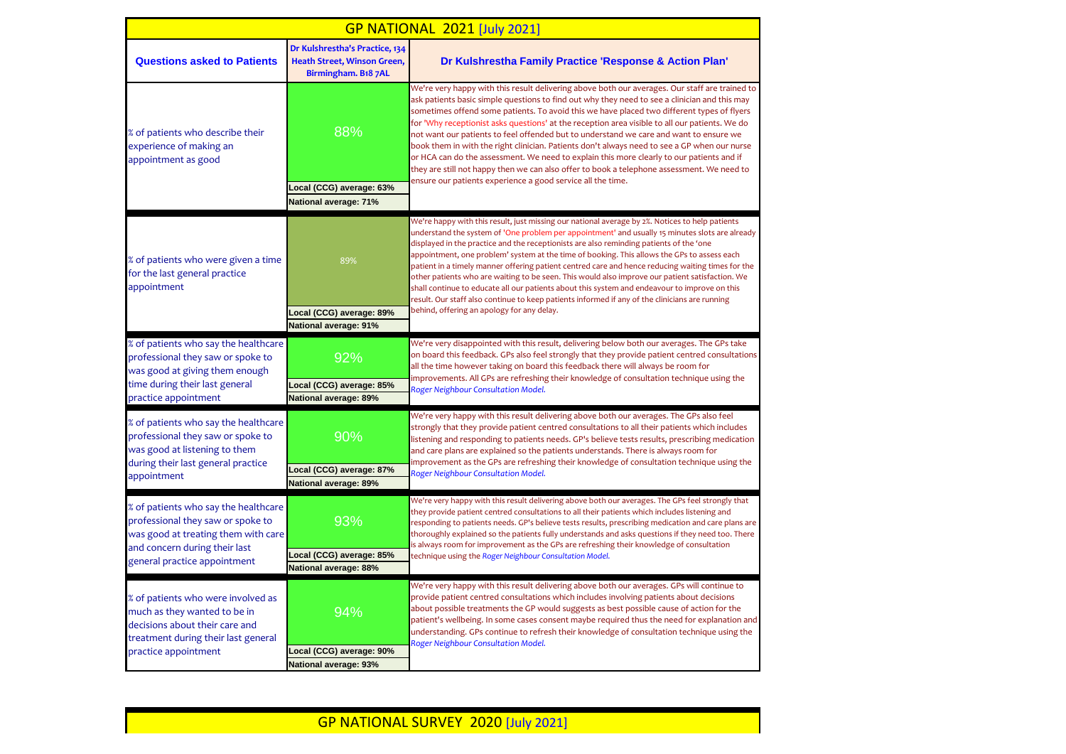# GP NATIONAL 2021 [July 2021]

| Questions asked to Patients | Dr Kulshrestha's Practice, 134 Heath Street, Winson Green, Birmingham. B18 7AL | Dr Kulshrestha Family Practice 'Response & Action Plan' |
|---|---|---|
| % of patients who describe their experience of making an appointment as good | 88%<br>Local (CCG) average: 63%<br>National average: 71% | We're very happy with this result delivering above both our averages. Our staff are trained to ask patients basic simple questions to find out why they need to see a clinician and this may sometimes offend some patients. To avoid this we have placed two different types of flyers for 'Why receptionist asks questions' at the reception area visible to all our patients. We do not want our patients to feel offended but to understand we care and want to ensure we book them in with the right clinician. Patients don't always need to see a GP when our nurse or HCA can do the assessment. We need to explain this more clearly to our patients and if they are still not happy then we can also offer to book a telephone assessment. We need to ensure our patients experience a good service all the time. |
| % of patients who were given a time for the last general practice appointment | 89%<br>Local (CCG) average: 89%<br>National average: 91% | We're happy with this result, just missing our national average by 2%. Notices to help patients understand the system of 'One problem per appointment' and usually 15 minutes slots are already displayed in the practice and the receptionists are also reminding patients of the 'one appointment, one problem' system at the time of booking. This allows the GPs to assess each patient in a timely manner offering patient centred care and hence reducing waiting times for the other patients who are waiting to be seen. This would also improve our patient satisfaction. We shall continue to educate all our patients about this system and endeavour to improve on this result. Our staff also continue to keep patients informed if any of the clinicians are running behind, offering an apology for any delay. |
| % of patients who say the healthcare professional they saw or spoke to was good at giving them enough time during their last general practice appointment | 92%<br>Local (CCG) average: 85%<br>National average: 89% | We're very disappointed with this result, delivering below both our averages. The GPs take on board this feedback. GPs also feel strongly that they provide patient centred consultations all the time however taking on board this feedback there will always be room for improvements. All GPs are refreshing their knowledge of consultation technique using the *Roger Neighbour Consultation Model.* |
| % of patients who say the healthcare professional they saw or spoke to was good at listening to them during their last general practice appointment | 90%<br>Local (CCG) average: 87%<br>National average: 89% | We're very happy with this result delivering above both our averages. The GPs also feel strongly that they provide patient centred consultations to all their patients which includes listening and responding to patients needs. GP's believe tests results, prescribing medication and care plans are explained so the patients understands. There is always room for improvement as the GPs are refreshing their knowledge of consultation technique using the *Roger Neighbour Consultation Model.* |
| % of patients who say the healthcare professional they saw or spoke to was good at treating them with care and concern during their last general practice appointment | 93%<br>Local (CCG) average: 85%<br>National average: 88% | We're very happy with this result delivering above both our averages. The GPs feel strongly that they provide patient centred consultations to all their patients which includes listening and responding to patients needs. GP's believe tests results, prescribing medication and care plans are thoroughly explained so the patients fully understands and asks questions if they need too. There is always room for improvement as the GPs are refreshing their knowledge of consultation technique using the *Roger Neighbour Consultation Model.* |
| % of patients who were involved as much as they wanted to be in decisions about their care and treatment during their last general practice appointment | 94%<br>Local (CCG) average: 90%<br>National average: 93% | We're very happy with this result delivering above both our averages. GPs will continue to provide patient centred consultations which includes involving patients about decisions about possible treatments the GP would suggests as best possible cause of action for the patient's wellbeing. In some cases consent maybe required thus the need for explanation and understanding. GPs continue to refresh their knowledge of consultation technique using the *Roger Neighbour Consultation Model.* |

# GP NATIONAL SURVEY 2020 [July 2021]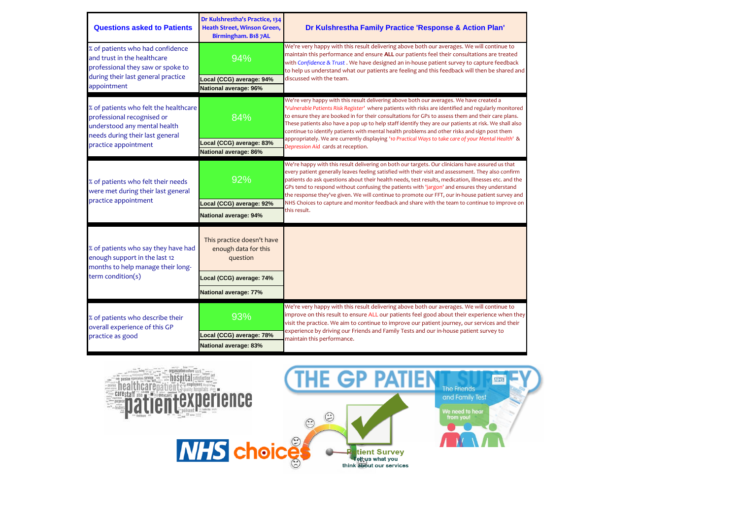| Questions asked to Patients | Dr Kulshrestha's Practice, 134 Heath Street, Winson Green, Birmingham. B18 7AL | Dr Kulshrestha Family Practice 'Response & Action Plan' |
|---|---|---|
| % of patients who had confidence and trust in the healthcare professional they saw or spoke to during their last general practice appointment | 94%<br>Local (CCG) average: 94%<br>National average: 96% | We're very happy with this result delivering above both our averages. We will continue to maintain this performance and ensure **ALL** our patients feel their consultations are treated with *Confidence & Trust* . We have designed an in-house patient survey to capture feedback to help us understand what our patients are feeling and this feedback will then be shared and discussed with the team. |
| % of patients who felt the healthcare professional recognised or understood any mental health needs during their last general practice appointment | 84%<br>Local (CCG) average: 83%<br>National average: 86% | We're very happy with this result delivering above both our averages. We have created a *'Vulnerable Patients Risk Register'* where patients with risks are identified and regularly monitored to ensure they are booked in for their consultations for GPs to assess them and their care plans. These patients also have a pop up to help staff identify they are our patients at risk. We shall also continue to identify patients with mental health problems and other risks and sign post them appropriately. We are currently displaying *'10 Practical Ways to take care of your Mental Health'* & *Depression Aid* cards at reception. |
| % of patients who felt their needs were met during their last general practice appointment | 92%<br>Local (CCG) average: 92%<br>National average: 94% | We're happy with this result delivering on both our targets. Our clinicians have assured us that every patient generally leaves feeling satisfied with their visit and assessment. They also confirm patients do ask questions about their health needs, test results, medication, illnesses etc. and the GPs tend to respond without confusing the patients with 'jargon' and ensures they understand the response they've given. We will continue to promote our FFT, our in-house patient survey and NHS Choices to capture and monitor feedback and share with the team to continue to improve on this result. |
| % of patients who say they have had enough support in the last 12 months to help manage their long-term condition(s) | This practice doesn't have enough data for this question<br>Local (CCG) average: 74%<br>National average: 77% | |
| % of patients who describe their overall experience of this GP practice as good | 93%<br>Local (CCG) average: 78%<br>National average: 83% | We're very happy with this result delivering above both our averages. We will continue to improve on this result to ensure ALL our patients feel good about their experience when they visit the practice. We aim to continue to improve our patient journey, our services and their experience by driving our Friends and Family Tests and our in-house patient survey to maintain this performance. |